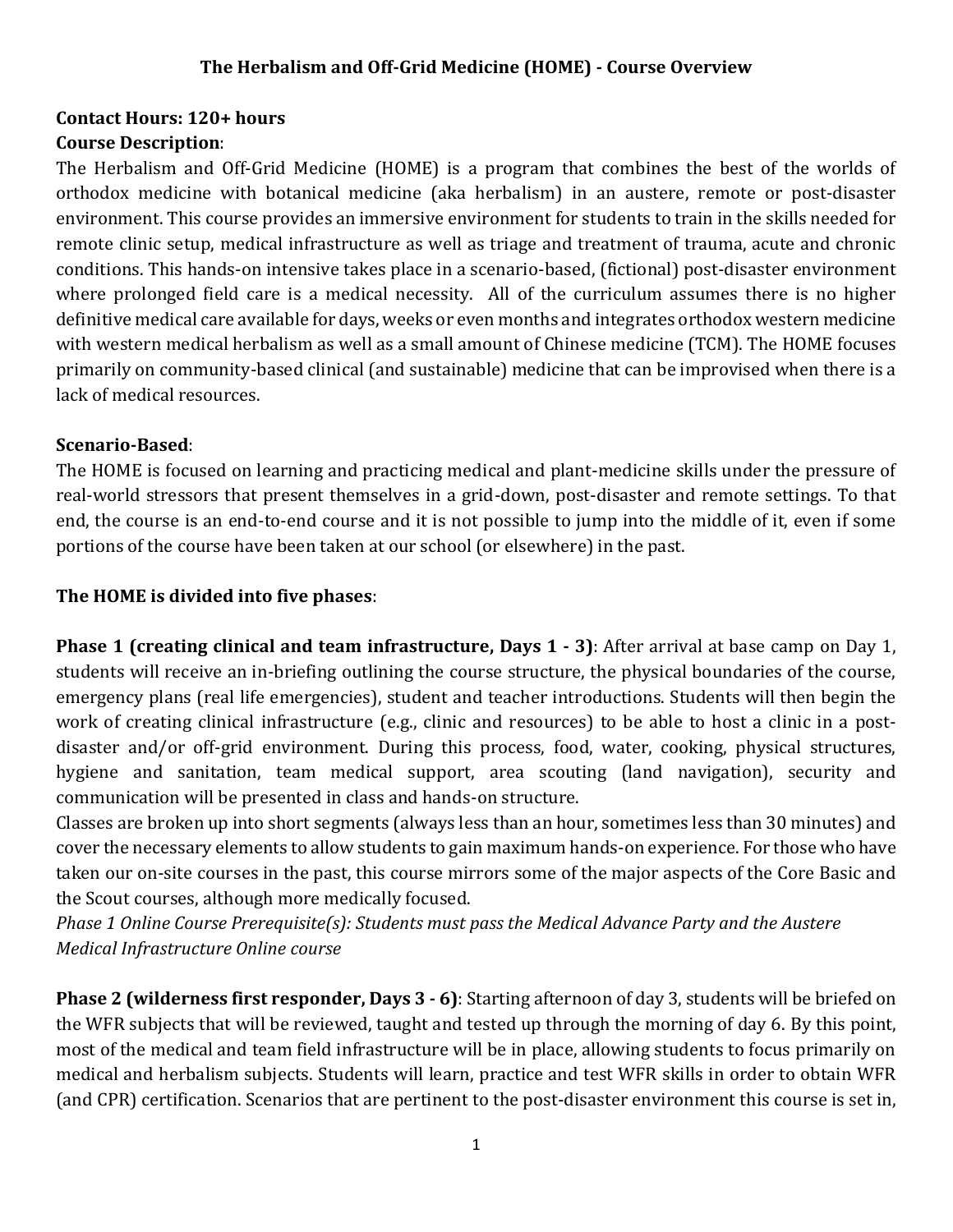# The Herbalism and Off-Grid Medicine (HOME) - Course Overview

**Contact Hours: 120+ hours**

**Course Description**:

The Herbalism and Off-Grid Medicine (HOME) is a program that combines the best of the worlds of orthodox medicine with botanical medicine (aka herbalism) in an austere, remote or post-disaster environment. This course provides an immersive environment for students to train in the skills needed for remote clinic setup, medical infrastructure as well as triage and treatment of trauma, acute and chronic conditions. This hands-on intensive takes place in a scenario-based, (fictional) post-disaster environment where prolonged field care is a medical necessity. All of the curriculum assumes there is no higher definitive medical care available for days, weeks or even months and integrates orthodox western medicine with western medical herbalism as well as a small amount of Chinese medicine (TCM). The HOME focuses primarily on community-based clinical (and sustainable) medicine that can be improvised when there is a lack of medical resources.

**Scenario-Based**:

The HOME is focused on learning and practicing medical and plant-medicine skills under the pressure of real-world stressors that present themselves in a grid-down, post-disaster and remote settings. To that end, the course is an end-to-end course and it is not possible to jump into the middle of it, even if some portions of the course have been taken at our school (or elsewhere) in the past.

**The HOME is divided into five phases**:

**Phase 1 (creating clinical and team infrastructure, Days 1 - 3)**: After arrival at base camp on Day 1, students will receive an in-briefing outlining the course structure, the physical boundaries of the course, emergency plans (real life emergencies), student and teacher introductions. Students will then begin the work of creating clinical infrastructure (e.g., clinic and resources) to be able to host a clinic in a post-disaster and/or off-grid environment. During this process, food, water, cooking, physical structures, hygiene and sanitation, team medical support, area scouting (land navigation), security and communication will be presented in class and hands-on structure.

Classes are broken up into short segments (always less than an hour, sometimes less than 30 minutes) and cover the necessary elements to allow students to gain maximum hands-on experience. For those who have taken our on-site courses in the past, this course mirrors some of the major aspects of the Core Basic and the Scout courses, although more medically focused.

*Phase 1 Online Course Prerequisite(s): Students must pass the Medical Advance Party and the Austere Medical Infrastructure Online course*

**Phase 2 (wilderness first responder, Days 3 - 6)**: Starting afternoon of day 3, students will be briefed on the WFR subjects that will be reviewed, taught and tested up through the morning of day 6. By this point, most of the medical and team field infrastructure will be in place, allowing students to focus primarily on medical and herbalism subjects. Students will learn, practice and test WFR skills in order to obtain WFR (and CPR) certification. Scenarios that are pertinent to the post-disaster environment this course is set in,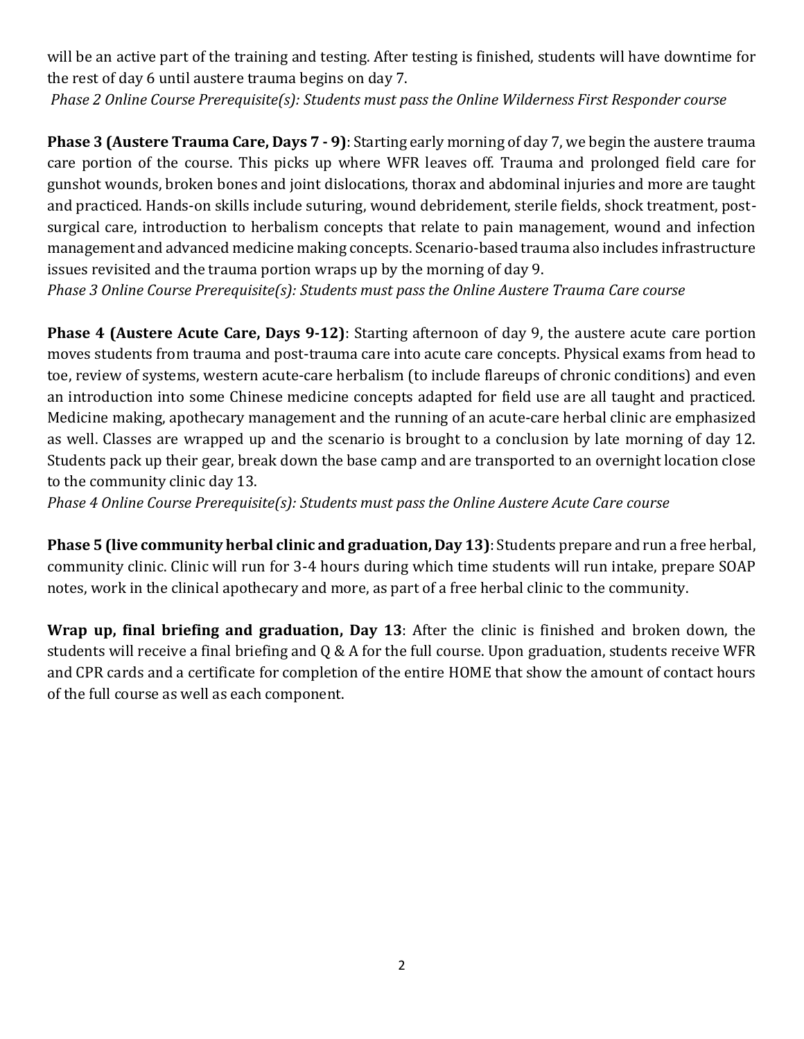will be an active part of the training and testing. After testing is finished, students will have downtime for the rest of day 6 until austere trauma begins on day 7.

*Phase 2 Online Course Prerequisite(s): Students must pass the Online Wilderness First Responder course*

**Phase 3 (Austere Trauma Care, Days 7 - 9)**: Starting early morning of day 7, we begin the austere trauma care portion of the course. This picks up where WFR leaves off. Trauma and prolonged field care for gunshot wounds, broken bones and joint dislocations, thorax and abdominal injuries and more are taught and practiced. Hands-on skills include suturing, wound debridement, sterile fields, shock treatment, post-surgical care, introduction to herbalism concepts that relate to pain management, wound and infection management and advanced medicine making concepts. Scenario-based trauma also includes infrastructure issues revisited and the trauma portion wraps up by the morning of day 9.

*Phase 3 Online Course Prerequisite(s): Students must pass the Online Austere Trauma Care course*

**Phase 4 (Austere Acute Care, Days 9-12)**: Starting afternoon of day 9, the austere acute care portion moves students from trauma and post-trauma care into acute care concepts. Physical exams from head to toe, review of systems, western acute-care herbalism (to include flareups of chronic conditions) and even an introduction into some Chinese medicine concepts adapted for field use are all taught and practiced. Medicine making, apothecary management and the running of an acute-care herbal clinic are emphasized as well. Classes are wrapped up and the scenario is brought to a conclusion by late morning of day 12. Students pack up their gear, break down the base camp and are transported to an overnight location close to the community clinic day 13.

*Phase 4 Online Course Prerequisite(s): Students must pass the Online Austere Acute Care course*

**Phase 5 (live community herbal clinic and graduation, Day 13)**: Students prepare and run a free herbal, community clinic. Clinic will run for 3-4 hours during which time students will run intake, prepare SOAP notes, work in the clinical apothecary and more, as part of a free herbal clinic to the community.

**Wrap up, final briefing and graduation, Day 13**: After the clinic is finished and broken down, the students will receive a final briefing and Q & A for the full course. Upon graduation, students receive WFR and CPR cards and a certificate for completion of the entire HOME that show the amount of contact hours of the full course as well as each component.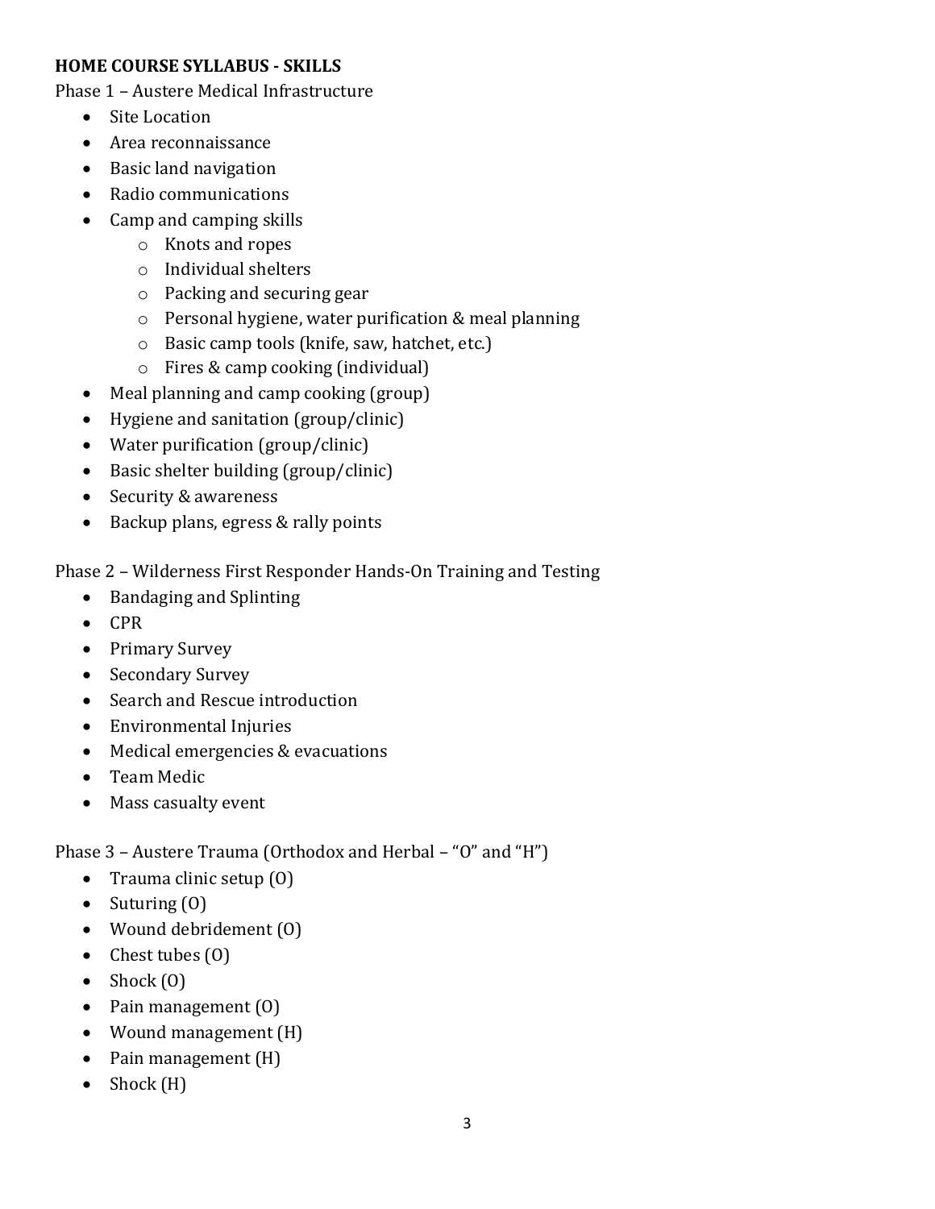**HOME COURSE SYLLABUS - SKILLS**

Phase 1 – Austere Medical Infrastructure

- Site Location
- Area reconnaissance
- Basic land navigation
- Radio communications
- Camp and camping skills
  - Knots and ropes
  - Individual shelters
  - Packing and securing gear
  - Personal hygiene, water purification & meal planning
  - Basic camp tools (knife, saw, hatchet, etc.)
  - Fires & camp cooking (individual)
- Meal planning and camp cooking (group)
- Hygiene and sanitation (group/clinic)
- Water purification (group/clinic)
- Basic shelter building (group/clinic)
- Security & awareness
- Backup plans, egress & rally points

Phase 2 – Wilderness First Responder Hands-On Training and Testing

- Bandaging and Splinting
- CPR
- Primary Survey
- Secondary Survey
- Search and Rescue introduction
- Environmental Injuries
- Medical emergencies & evacuations
- Team Medic
- Mass casualty event

Phase 3 – Austere Trauma (Orthodox and Herbal – "O" and "H")

- Trauma clinic setup (O)
- Suturing (O)
- Wound debridement (O)
- Chest tubes (O)
- Shock (O)
- Pain management (O)
- Wound management (H)
- Pain management (H)
- Shock (H)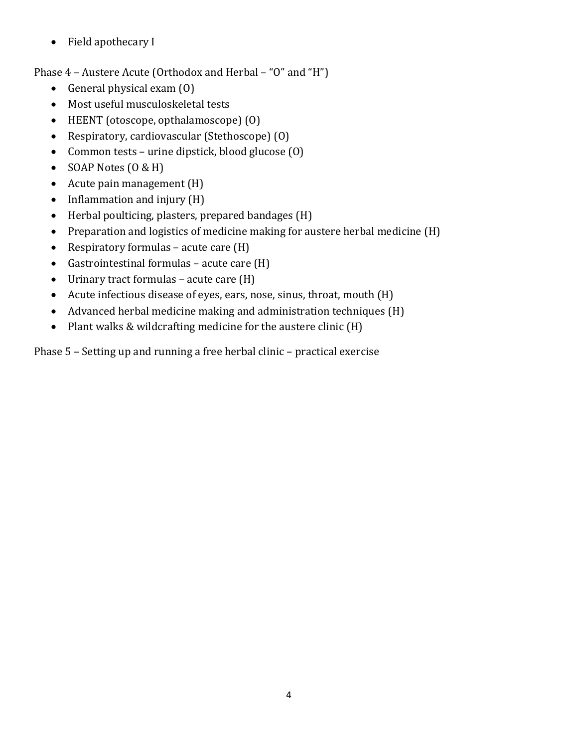- Field apothecary I

Phase 4 – Austere Acute (Orthodox and Herbal – "O" and "H")

- General physical exam (O)
- Most useful musculoskeletal tests
- HEENT (otoscope, opthalamoscope) (O)
- Respiratory, cardiovascular (Stethoscope) (O)
- Common tests – urine dipstick, blood glucose (O)
- SOAP Notes (O & H)
- Acute pain management (H)
- Inflammation and injury (H)
- Herbal poulticing, plasters, prepared bandages (H)
- Preparation and logistics of medicine making for austere herbal medicine (H)
- Respiratory formulas – acute care (H)
- Gastrointestinal formulas – acute care (H)
- Urinary tract formulas – acute care (H)
- Acute infectious disease of eyes, ears, nose, sinus, throat, mouth (H)
- Advanced herbal medicine making and administration techniques (H)
- Plant walks & wildcrafting medicine for the austere clinic (H)

Phase 5 – Setting up and running a free herbal clinic – practical exercise